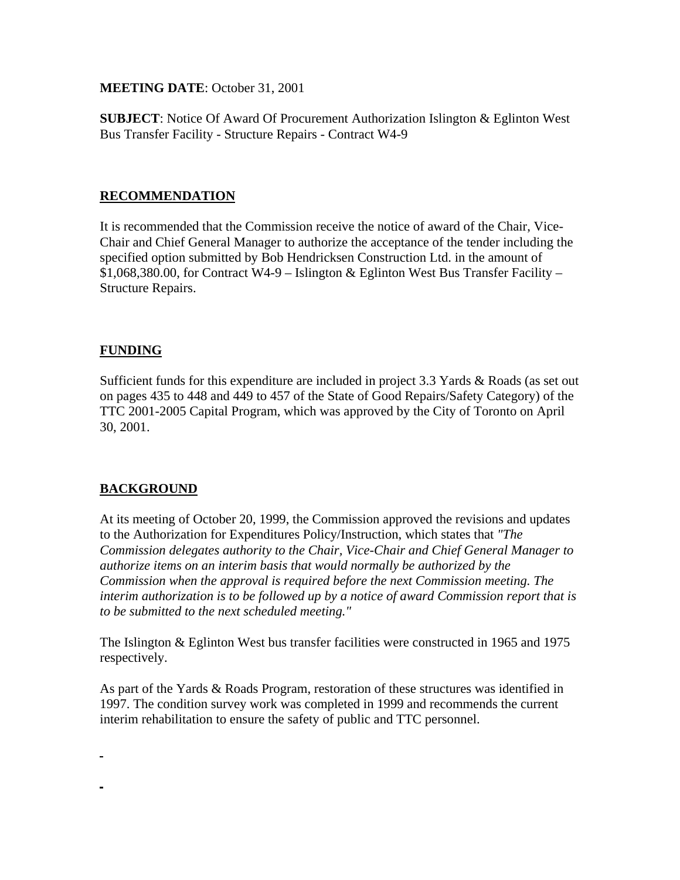**MEETING DATE**: October 31, 2001

**SUBJECT**: Notice Of Award Of Procurement Authorization Islington & Eglinton West Bus Transfer Facility - Structure Repairs - Contract W4-9

## RECOMMENDATION

It is recommended that the Commission receive the notice of award of the Chair, Vice-Chair and Chief General Manager to authorize the acceptance of the tender including the specified option submitted by Bob Hendricksen Construction Ltd. in the amount of $1,068,380.00, for Contract W4-9 – Islington & Eglinton West Bus Transfer Facility – Structure Repairs.

## FUNDING

Sufficient funds for this expenditure are included in project 3.3 Yards & Roads (as set out on pages 435 to 448 and 449 to 457 of the State of Good Repairs/Safety Category) of the TTC 2001-2005 Capital Program, which was approved by the City of Toronto on April 30, 2001.

## BACKGROUND

At its meeting of October 20, 1999, the Commission approved the revisions and updates to the Authorization for Expenditures Policy/Instruction, which states that *"The Commission delegates authority to the Chair, Vice-Chair and Chief General Manager to authorize items on an interim basis that would normally be authorized by the Commission when the approval is required before the next Commission meeting. The interim authorization is to be followed up by a notice of award Commission report that is to be submitted to the next scheduled meeting."*

The Islington & Eglinton West bus transfer facilities were constructed in 1965 and 1975 respectively.

As part of the Yards & Roads Program, restoration of these structures was identified in 1997. The condition survey work was completed in 1999 and recommends the current interim rehabilitation to ensure the safety of public and TTC personnel.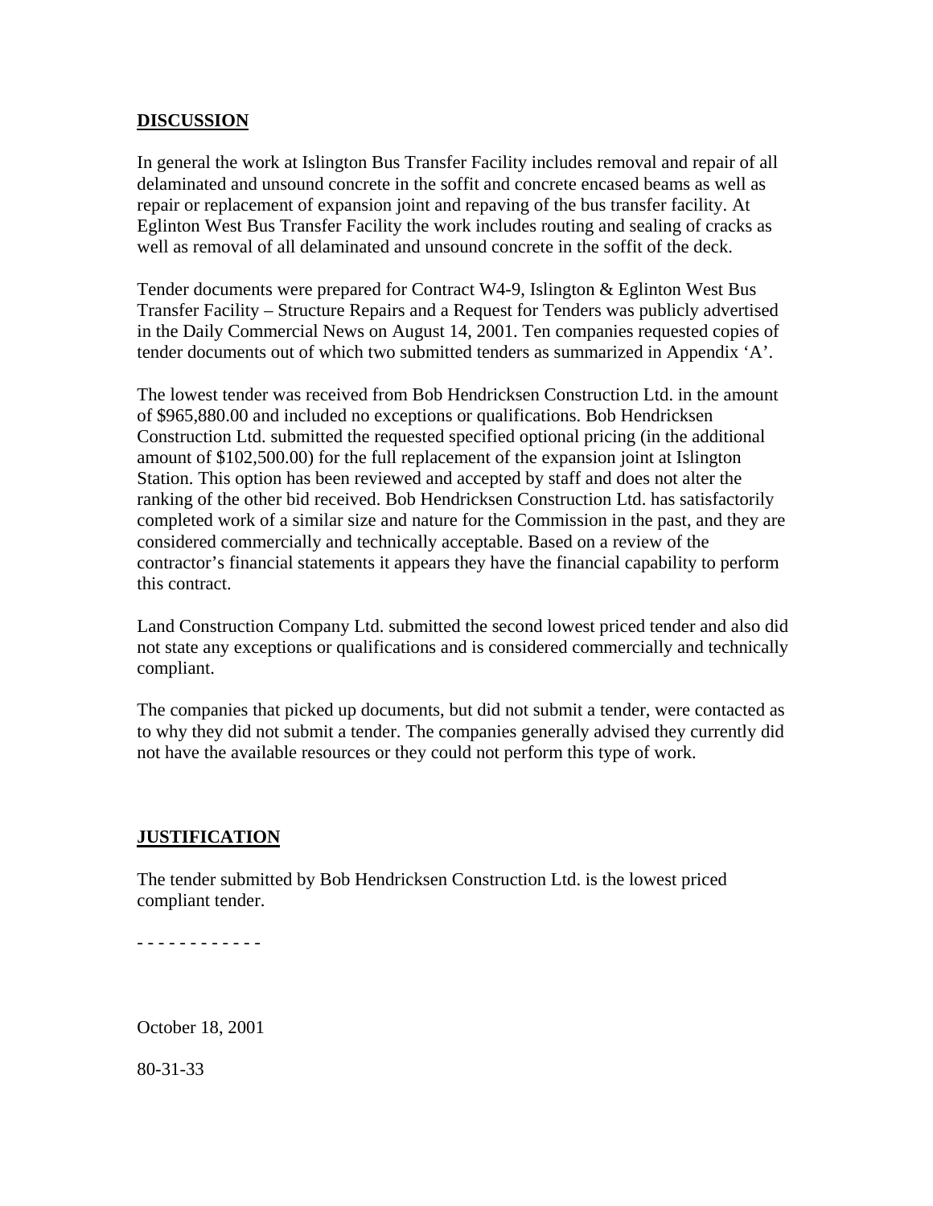## DISCUSSION

In general the work at Islington Bus Transfer Facility includes removal and repair of all delaminated and unsound concrete in the soffit and concrete encased beams as well as repair or replacement of expansion joint and repaving of the bus transfer facility. At Eglinton West Bus Transfer Facility the work includes routing and sealing of cracks as well as removal of all delaminated and unsound concrete in the soffit of the deck.

Tender documents were prepared for Contract W4-9, Islington & Eglinton West Bus Transfer Facility – Structure Repairs and a Request for Tenders was publicly advertised in the Daily Commercial News on August 14, 2001. Ten companies requested copies of tender documents out of which two submitted tenders as summarized in Appendix 'A'.

The lowest tender was received from Bob Hendricksen Construction Ltd. in the amount of $965,880.00 and included no exceptions or qualifications. Bob Hendricksen Construction Ltd. submitted the requested specified optional pricing (in the additional amount of $102,500.00) for the full replacement of the expansion joint at Islington Station. This option has been reviewed and accepted by staff and does not alter the ranking of the other bid received. Bob Hendricksen Construction Ltd. has satisfactorily completed work of a similar size and nature for the Commission in the past, and they are considered commercially and technically acceptable. Based on a review of the contractor's financial statements it appears they have the financial capability to perform this contract.

Land Construction Company Ltd. submitted the second lowest priced tender and also did not state any exceptions or qualifications and is considered commercially and technically compliant.

The companies that picked up documents, but did not submit a tender, were contacted as to why they did not submit a tender. The companies generally advised they currently did not have the available resources or they could not perform this type of work.

## JUSTIFICATION

The tender submitted by Bob Hendricksen Construction Ltd. is the lowest priced compliant tender.

- - - - - - - - - - - -

October 18, 2001

80-31-33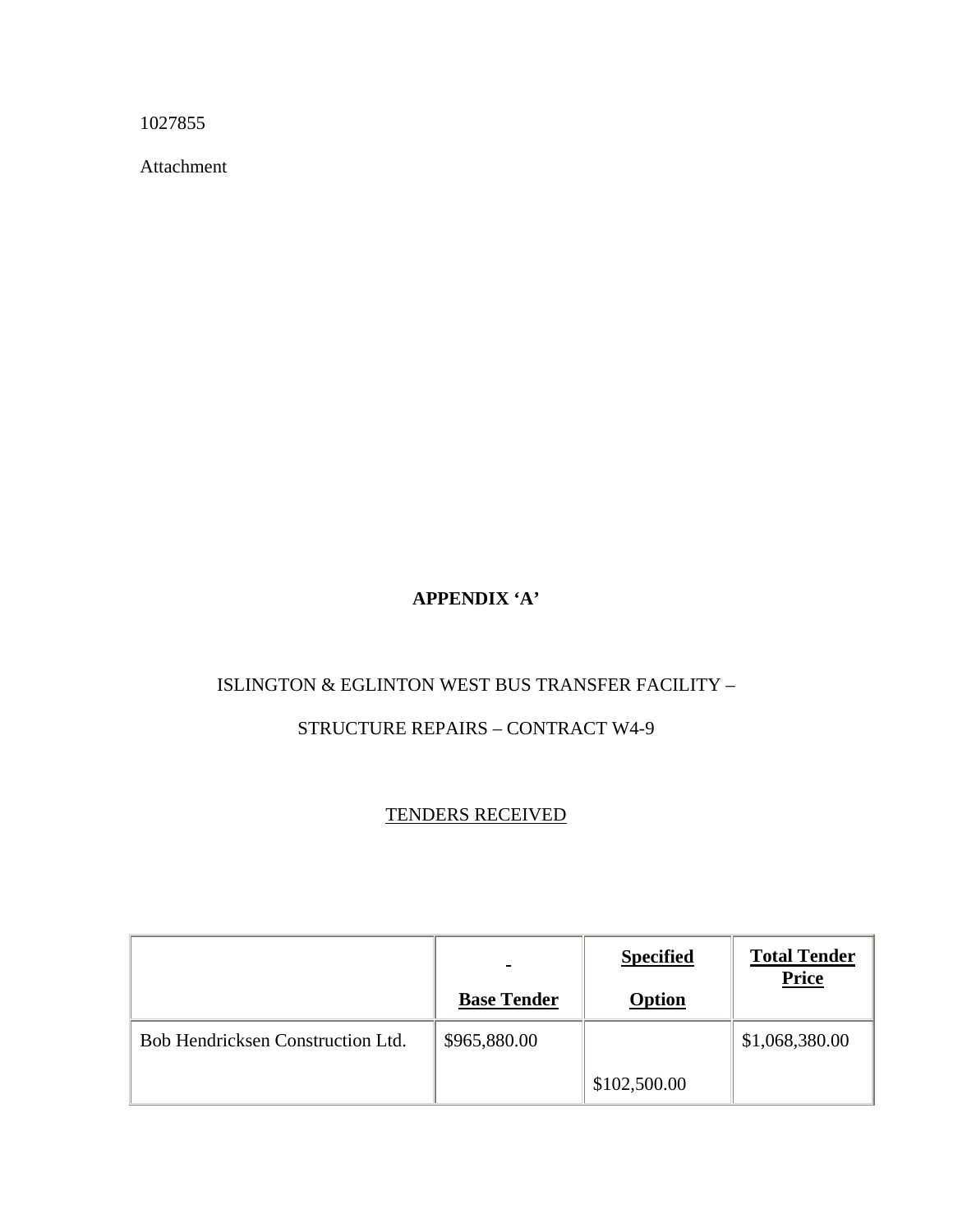1027855

Attachment

**APPENDIX ‘A’**

ISLINGTON & EGLINTON WEST BUS TRANSFER FACILITY –

STRUCTURE REPAIRS – CONTRACT W4-9

TENDERS RECEIVED

| | **Base Tender** | **Specified Option** | **Total Tender Price** |
|---|---|---|---|
| Bob Hendricksen Construction Ltd. | $965,880.00 | $102,500.00 | $1,068,380.00 |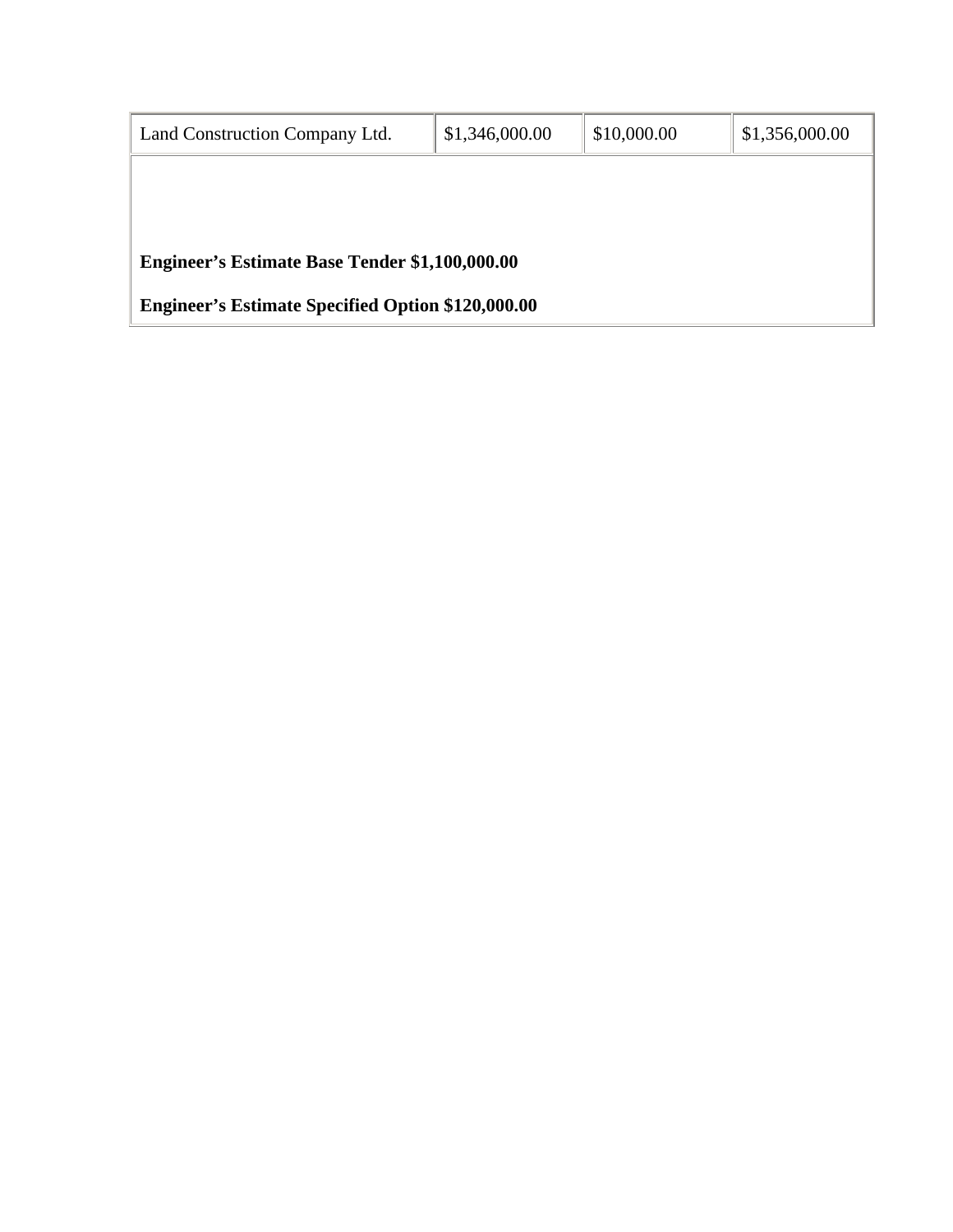| | | | |
|---|---|---|---|
| Land Construction Company Ltd. | $1,346,000.00 | $10,000.00 | $1,356,000.00 |

**Engineer’s Estimate Base Tender $1,100,000.00**

**Engineer’s Estimate Specified Option $120,000.00**